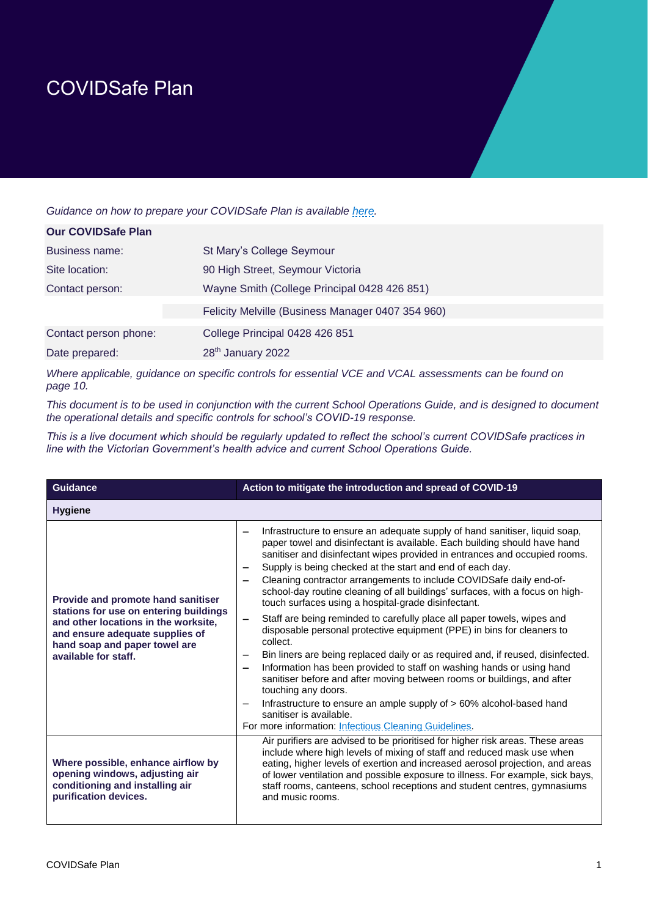# COVIDSafe Plan

*Guidance on how to prepare your COVIDSafe Plan is available [here](here).*

| **Our COVIDSafe Plan** | |
|---|---|
| Business name: | St Mary's College Seymour |
| Site location: | 90 High Street, Seymour Victoria |
| Contact person: | Wayne Smith (College Principal 0428 426 851) |
| | Felicity Melville (Business Manager 0407 354 960) |
| Contact person phone: | College Principal 0428 426 851 |
| Date prepared: | 28th January 2022 |

*Where applicable, guidance on specific controls for essential VCE and VCAL assessments can be found on page 10.*

*This document is to be used in conjunction with the current School Operations Guide, and is designed to document the operational details and specific controls for school's COVID-19 response.*

*This is a live document which should be regularly updated to reflect the school's current COVIDSafe practices in line with the Victorian Government's health advice and current School Operations Guide.*

| Guidance | Action to mitigate the introduction and spread of COVID-19 |
|---|---|
| **Hygiene** | |
| **Provide and promote hand sanitiser stations for use on entering buildings and other locations in the worksite, and ensure adequate supplies of hand soap and paper towel are available for staff.** | – Infrastructure to ensure an adequate supply of hand sanitiser, liquid soap, paper towel and disinfectant is available. Each building should have hand sanitiser and disinfectant wipes provided in entrances and occupied rooms.<br>– Supply is being checked at the start and end of each day.<br>– Cleaning contractor arrangements to include COVIDSafe daily end-of-school-day routine cleaning of all buildings' surfaces, with a focus on high-touch surfaces using a hospital-grade disinfectant.<br>– Staff are being reminded to carefully place all paper towels, wipes and disposable personal protective equipment (PPE) in bins for cleaners to collect.<br>– Bin liners are being replaced daily or as required and, if reused, disinfected.<br>– Information has been provided to staff on washing hands or using hand sanitiser before and after moving between rooms or buildings, and after touching any doors.<br>– Infrastructure to ensure an ample supply of > 60% alcohol-based hand sanitiser is available.<br>For more information: [Infectious Cleaning Guidelines](Infectious Cleaning Guidelines). |
| **Where possible, enhance airflow by opening windows, adjusting air conditioning and installing air purification devices.** | Air purifiers are advised to be prioritised for higher risk areas. These areas include where high levels of mixing of staff and reduced mask use when eating, higher levels of exertion and increased aerosol projection, and areas of lower ventilation and possible exposure to illness. For example, sick bays, staff rooms, canteens, school receptions and student centres, gymnasiums and music rooms. |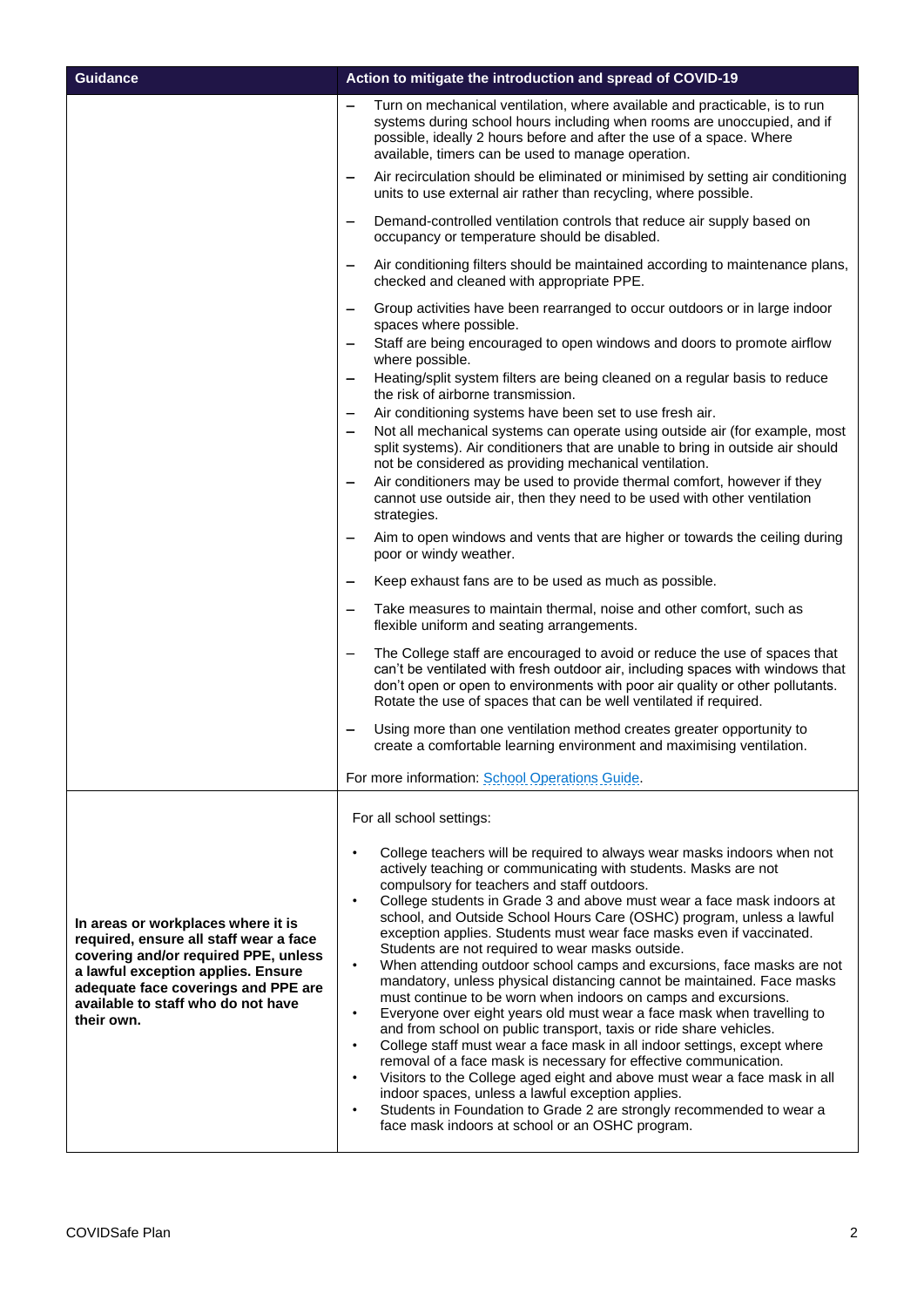| Guidance | Action to mitigate the introduction and spread of COVID-19 |
| --- | --- |
| | – Turn on mechanical ventilation, where available and practicable, is to run systems during school hours including when rooms are unoccupied, and if possible, ideally 2 hours before and after the use of a space. Where available, timers can be used to manage operation.<br>– Air recirculation should be eliminated or minimised by setting air conditioning units to use external air rather than recycling, where possible.<br>– Demand-controlled ventilation controls that reduce air supply based on occupancy or temperature should be disabled.<br>– Air conditioning filters should be maintained according to maintenance plans, checked and cleaned with appropriate PPE.<br>– Group activities have been rearranged to occur outdoors or in large indoor spaces where possible.<br>– Staff are being encouraged to open windows and doors to promote airflow where possible.<br>– Heating/split system filters are being cleaned on a regular basis to reduce the risk of airborne transmission.<br>– Air conditioning systems have been set to use fresh air.<br>– Not all mechanical systems can operate using outside air (for example, most split systems). Air conditioners that are unable to bring in outside air should not be considered as providing mechanical ventilation.<br>– Air conditioners may be used to provide thermal comfort, however if they cannot use outside air, then they need to be used with other ventilation strategies.<br>– Aim to open windows and vents that are higher or towards the ceiling during poor or windy weather.<br>– Keep exhaust fans are to be used as much as possible.<br>– Take measures to maintain thermal, noise and other comfort, such as flexible uniform and seating arrangements.<br>– The College staff are encouraged to avoid or reduce the use of spaces that can't be ventilated with fresh outdoor air, including spaces with windows that don't open or open to environments with poor air quality or other pollutants. Rotate the use of spaces that can be well ventilated if required.<br>– Using more than one ventilation method creates greater opportunity to create a comfortable learning environment and maximising ventilation.<br><br>For more information: [School Operations Guide](). |
| **In areas or workplaces where it is required, ensure all staff wear a face covering and/or required PPE, unless a lawful exception applies. Ensure adequate face coverings and PPE are available to staff who do not have their own.** | For all school settings:<br><br>• College teachers will be required to always wear masks indoors when not actively teaching or communicating with students. Masks are not compulsory for teachers and staff outdoors.<br>• College students in Grade 3 and above must wear a face mask indoors at school, and Outside School Hours Care (OSHC) program, unless a lawful exception applies. Students must wear face masks even if vaccinated. Students are not required to wear masks outside.<br>• When attending outdoor school camps and excursions, face masks are not mandatory, unless physical distancing cannot be maintained. Face masks must continue to be worn when indoors on camps and excursions.<br>• Everyone over eight years old must wear a face mask when travelling to and from school on public transport, taxis or ride share vehicles.<br>• College staff must wear a face mask in all indoor settings, except where removal of a face mask is necessary for effective communication.<br>• Visitors to the College aged eight and above must wear a face mask in all indoor spaces, unless a lawful exception applies.<br>• Students in Foundation to Grade 2 are strongly recommended to wear a face mask indoors at school or an OSHC program. |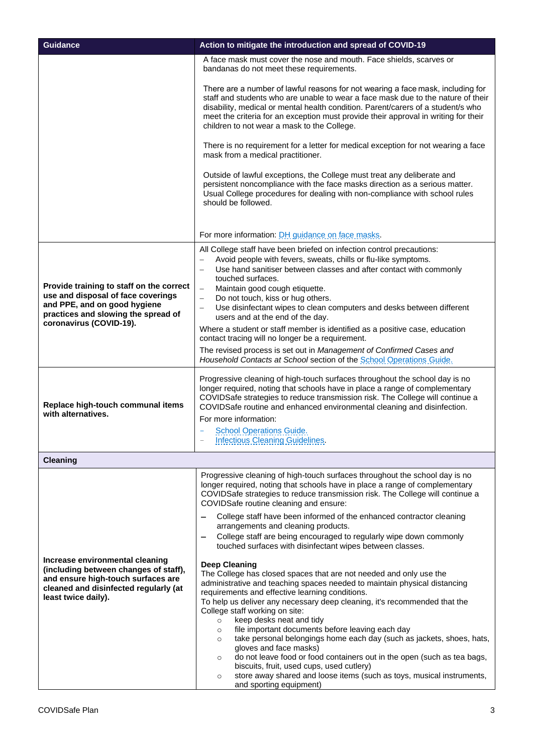| Guidance | Action to mitigate the introduction and spread of COVID-19 |
|---|---|
| | A face mask must cover the nose and mouth. Face shields, scarves or bandanas do not meet these requirements.<br><br>There are a number of lawful reasons for not wearing a face mask, including for staff and students who are unable to wear a face mask due to the nature of their disability, medical or mental health condition. Parent/carers of a student/s who meet the criteria for an exception must provide their approval in writing for their children to not wear a mask to the College.<br><br>There is no requirement for a letter for medical exception for not wearing a face mask from a medical practitioner.<br><br>Outside of lawful exceptions, the College must treat any deliberate and persistent noncompliance with the face masks direction as a serious matter. Usual College procedures for dealing with non-compliance with school rules should be followed.<br><br>For more information: [DH guidance on face masks](). |
| **Provide training to staff on the correct use and disposal of face coverings and PPE, and on good hygiene practices and slowing the spread of coronavirus (COVID-19).** | All College staff have been briefed on infection control precautions:<br>– Avoid people with fevers, sweats, chills or flu-like symptoms.<br>– Use hand sanitiser between classes and after contact with commonly touched surfaces.<br>– Maintain good cough etiquette.<br>– Do not touch, kiss or hug others.<br>– Use disinfectant wipes to clean computers and desks between different users and at the end of the day.<br>Where a student or staff member is identified as a positive case, education contact tracing will no longer be a requirement.<br>The revised process is set out in *Management of Confirmed Cases and Household Contacts at School* section of the [School Operations Guide.]() |
| **Replace high-touch communal items with alternatives.** | Progressive cleaning of high-touch surfaces throughout the school day is no longer required, noting that schools have in place a range of complementary COVIDSafe strategies to reduce transmission risk. The College will continue a COVIDSafe routine and enhanced environmental cleaning and disinfection.<br>For more information:<br>– [School Operations Guide.]()<br>– [Infectious Cleaning Guidelines]() |
| **Cleaning** | |
| **Increase environmental cleaning (including between changes of staff), and ensure high-touch surfaces are cleaned and disinfected regularly (at least twice daily).** | Progressive cleaning of high-touch surfaces throughout the school day is no longer required, noting that schools have in place a range of complementary COVIDSafe strategies to reduce transmission risk. The College will continue a COVIDSafe routine cleaning and ensure:<br>– College staff have been informed of the enhanced contractor cleaning arrangements and cleaning products.<br>– College staff are being encouraged to regularly wipe down commonly touched surfaces with disinfectant wipes between classes.<br><br>**Deep Cleaning**<br>The College has closed spaces that are not needed and only use the administrative and teaching spaces needed to maintain physical distancing requirements and effective learning conditions.<br>To help us deliver any necessary deep cleaning, it's recommended that the College staff working on site:<br>○ keep desks neat and tidy<br>○ file important documents before leaving each day<br>○ take personal belongings home each day (such as jackets, shoes, hats, gloves and face masks)<br>○ do not leave food or food containers out in the open (such as tea bags, biscuits, fruit, used cups, used cutlery)<br>○ store away shared and loose items (such as toys, musical instruments, and sporting equipment) |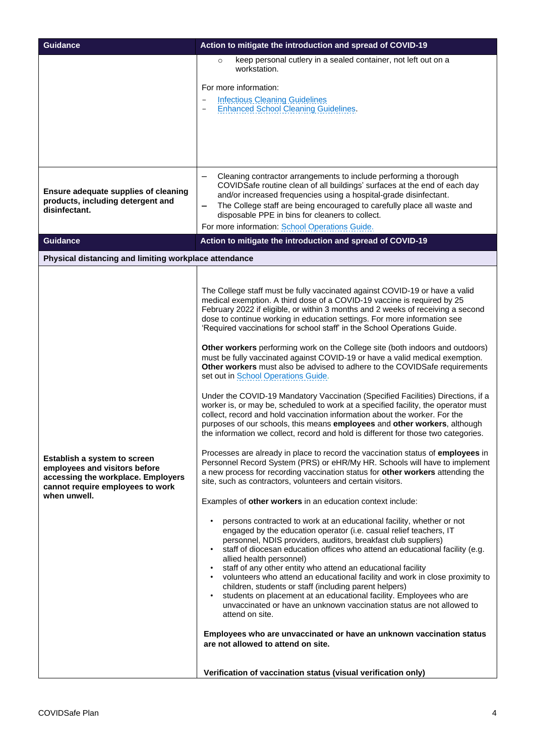| Guidance | Action to mitigate the introduction and spread of COVID-19 |
|---|---|
| | ○ keep personal cutlery in a sealed container, not left out on a workstation.<br><br>For more information:<br>– Infectious Cleaning Guidelines<br>– Enhanced School Cleaning Guidelines. |
| **Ensure adequate supplies of cleaning products, including detergent and disinfectant.** | – Cleaning contractor arrangements to include performing a thorough COVIDSafe routine clean of all buildings' surfaces at the end of each day and/or increased frequencies using a hospital-grade disinfectant.<br>– The College staff are being encouraged to carefully place all waste and disposable PPE in bins for cleaners to collect.<br>For more information: School Operations Guide. |

| Guidance | Action to mitigate the introduction and spread of COVID-19 |
|---|---|
| **Physical distancing and limiting workplace attendance** | |
| **Establish a system to screen employees and visitors before accessing the workplace. Employers cannot require employees to work when unwell.** | The College staff must be fully vaccinated against COVID-19 or have a valid medical exemption. A third dose of a COVID-19 vaccine is required by 25 February 2022 if eligible, or within 3 months and 2 weeks of receiving a second dose to continue working in education settings. For more information see 'Required vaccinations for school staff' in the School Operations Guide.<br><br>**Other workers** performing work on the College site (both indoors and outdoors) must be fully vaccinated against COVID-19 or have a valid medical exemption. **Other workers** must also be advised to adhere to the COVIDSafe requirements set out in School Operations Guide.<br><br>Under the COVID-19 Mandatory Vaccination (Specified Facilities) Directions, if a worker is, or may be, scheduled to work at a specified facility, the operator must collect, record and hold vaccination information about the worker. For the purposes of our schools, this means **employees** and **other workers**, although the information we collect, record and hold is different for those two categories.<br><br>Processes are already in place to record the vaccination status of **employees** in Personnel Record System (PRS) or eHR/My HR. Schools will have to implement a new process for recording vaccination status for **other workers** attending the site, such as contractors, volunteers and certain visitors.<br><br>Examples of **other workers** in an education context include:<br><br>• persons contracted to work at an educational facility, whether or not engaged by the education operator (i.e. casual relief teachers, IT personnel, NDIS providers, auditors, breakfast club suppliers)<br>• staff of diocesan education offices who attend an educational facility (e.g. allied health personnel)<br>• staff of any other entity who attend an educational facility<br>• volunteers who attend an educational facility and work in close proximity to children, students or staff (including parent helpers)<br>• students on placement at an educational facility. Employees who are unvaccinated or have an unknown vaccination status are not allowed to attend on site.<br><br>**Employees who are unvaccinated or have an unknown vaccination status are not allowed to attend on site.**<br><br>**Verification of vaccination status (visual verification only)** |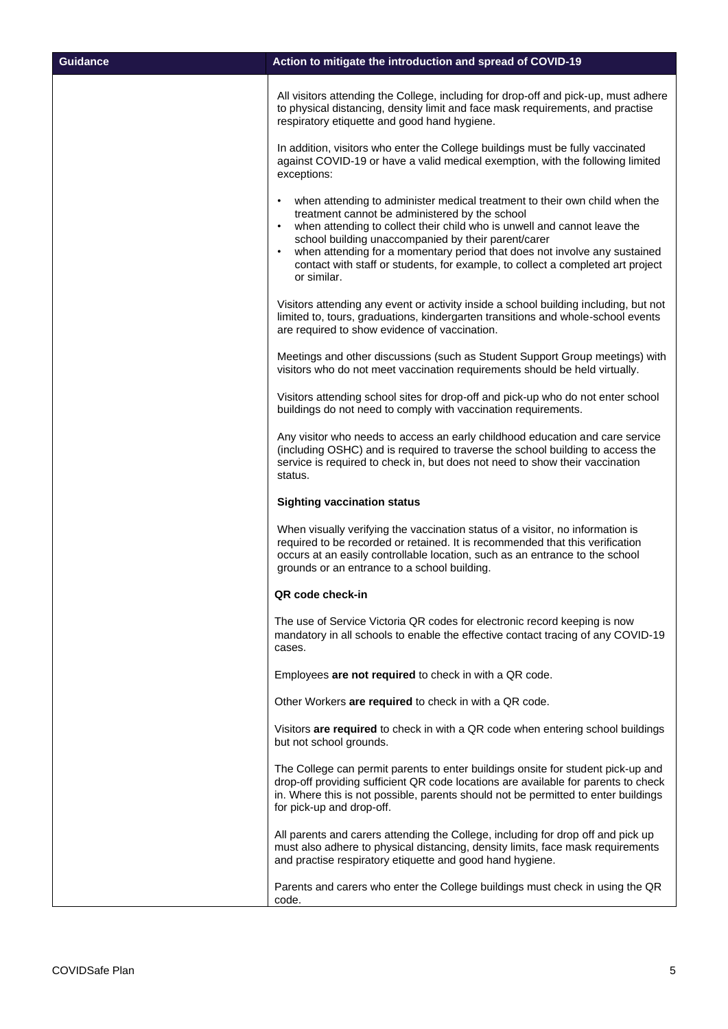| Guidance | Action to mitigate the introduction and spread of COVID-19 |
|---|---|
| | All visitors attending the College, including for drop-off and pick-up, must adhere to physical distancing, density limit and face mask requirements, and practise respiratory etiquette and good hand hygiene.<br><br>In addition, visitors who enter the College buildings must be fully vaccinated against COVID-19 or have a valid medical exemption, with the following limited exceptions:<br><br>• when attending to administer medical treatment to their own child when the treatment cannot be administered by the school<br>• when attending to collect their child who is unwell and cannot leave the school building unaccompanied by their parent/carer<br>• when attending for a momentary period that does not involve any sustained contact with staff or students, for example, to collect a completed art project or similar.<br><br>Visitors attending any event or activity inside a school building including, but not limited to, tours, graduations, kindergarten transitions and whole-school events are required to show evidence of vaccination.<br><br>Meetings and other discussions (such as Student Support Group meetings) with visitors who do not meet vaccination requirements should be held virtually.<br><br>Visitors attending school sites for drop-off and pick-up who do not enter school buildings do not need to comply with vaccination requirements.<br><br>Any visitor who needs to access an early childhood education and care service (including OSHC) and is required to traverse the school building to access the service is required to check in, but does not need to show their vaccination status.<br><br>**Sighting vaccination status**<br><br>When visually verifying the vaccination status of a visitor, no information is required to be recorded or retained. It is recommended that this verification occurs at an easily controllable location, such as an entrance to the school grounds or an entrance to a school building.<br><br>**QR code check-in**<br><br>The use of Service Victoria QR codes for electronic record keeping is now mandatory in all schools to enable the effective contact tracing of any COVID-19 cases.<br><br>Employees **are not required** to check in with a QR code.<br><br>Other Workers **are required** to check in with a QR code.<br><br>Visitors **are required** to check in with a QR code when entering school buildings but not school grounds.<br><br>The College can permit parents to enter buildings onsite for student pick-up and drop-off providing sufficient QR code locations are available for parents to check in. Where this is not possible, parents should not be permitted to enter buildings for pick-up and drop-off.<br><br>All parents and carers attending the College, including for drop off and pick up must also adhere to physical distancing, density limits, face mask requirements and practise respiratory etiquette and good hand hygiene.<br><br>Parents and carers who enter the College buildings must check in using the QR code. |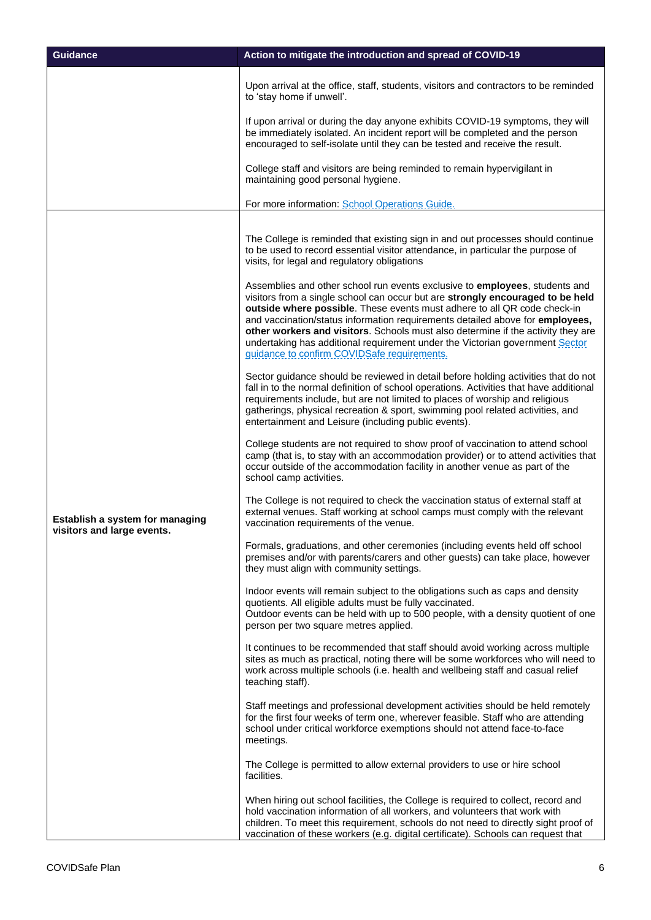| Guidance | Action to mitigate the introduction and spread of COVID-19 |
|---|---|
| | Upon arrival at the office, staff, students, visitors and contractors to be reminded to 'stay home if unwell'.<br><br>If upon arrival or during the day anyone exhibits COVID-19 symptoms, they will be immediately isolated. An incident report will be completed and the person encouraged to self-isolate until they can be tested and receive the result.<br><br>College staff and visitors are being reminded to remain hypervigilant in maintaining good personal hygiene.<br><br>For more information: [School Operations Guide.]() |
| **Establish a system for managing visitors and large events.** | The College is reminded that existing sign in and out processes should continue to be used to record essential visitor attendance, in particular the purpose of visits, for legal and regulatory obligations<br><br>Assemblies and other school run events exclusive to **employees**, students and visitors from a single school can occur but are **strongly encouraged to be held outside where possible**. These events must adhere to all QR code check-in and vaccination/status information requirements detailed above for **employees, other workers and visitors**. Schools must also determine if the activity they are undertaking has additional requirement under the Victorian government [Sector guidance to confirm COVIDSafe requirements.]()<br><br>Sector guidance should be reviewed in detail before holding activities that do not fall in to the normal definition of school operations. Activities that have additional requirements include, but are not limited to places of worship and religious gatherings, physical recreation & sport, swimming pool related activities, and entertainment and Leisure (including public events).<br><br>College students are not required to show proof of vaccination to attend school camp (that is, to stay with an accommodation provider) or to attend activities that occur outside of the accommodation facility in another venue as part of the school camp activities.<br><br>The College is not required to check the vaccination status of external staff at external venues. Staff working at school camps must comply with the relevant vaccination requirements of the venue.<br><br>Formals, graduations, and other ceremonies (including events held off school premises and/or with parents/carers and other guests) can take place, however they must align with community settings.<br><br>Indoor events will remain subject to the obligations such as caps and density quotients. All eligible adults must be fully vaccinated.<br>Outdoor events can be held with up to 500 people, with a density quotient of one person per two square metres applied.<br><br>It continues to be recommended that staff should avoid working across multiple sites as much as practical, noting there will be some workforces who will need to work across multiple schools (i.e. health and wellbeing staff and casual relief teaching staff).<br><br>Staff meetings and professional development activities should be held remotely for the first four weeks of term one, wherever feasible. Staff who are attending school under critical workforce exemptions should not attend face-to-face meetings.<br><br>The College is permitted to allow external providers to use or hire school facilities.<br><br>When hiring out school facilities, the College is required to collect, record and hold vaccination information of all workers, and volunteers that work with children. To meet this requirement, schools do not need to directly sight proof of vaccination of these workers (e.g. digital certificate). Schools can request that |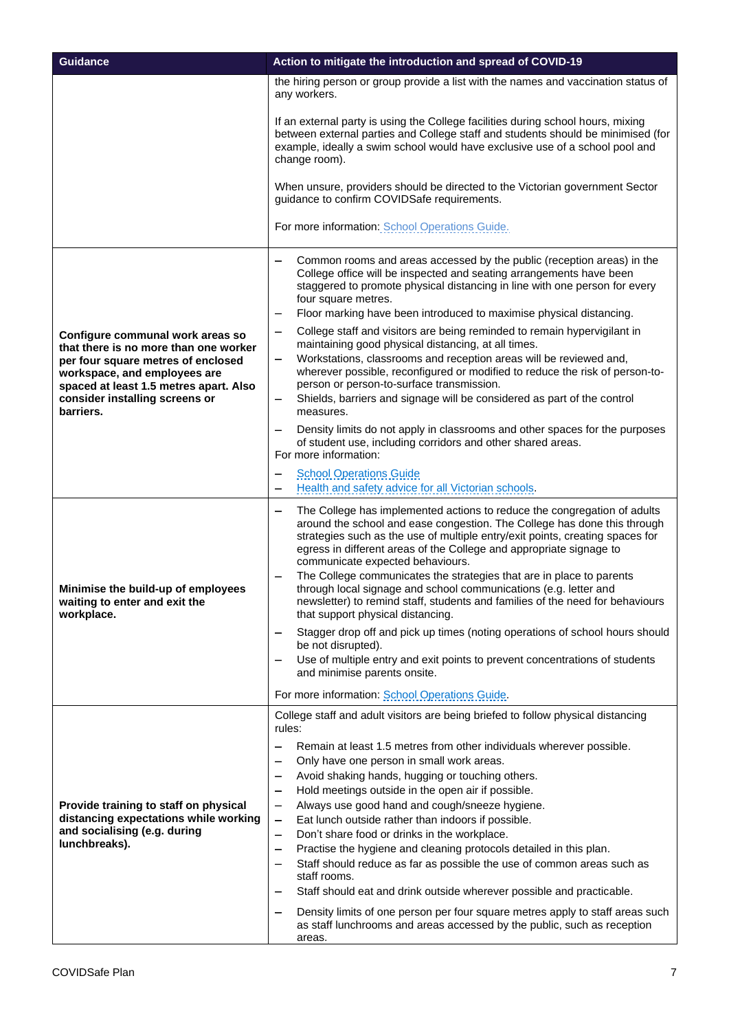| Guidance | Action to mitigate the introduction and spread of COVID-19 |
| --- | --- |
| | the hiring person or group provide a list with the names and vaccination status of any workers.<br><br>If an external party is using the College facilities during school hours, mixing between external parties and College staff and students should be minimised (for example, ideally a swim school would have exclusive use of a school pool and change room).<br><br>When unsure, providers should be directed to the Victorian government Sector guidance to confirm COVIDSafe requirements.<br><br>For more information: [School Operations Guide.](#) |
| **Configure communal work areas so that there is no more than one worker per four square metres of enclosed workspace, and employees are spaced at least 1.5 metres apart. Also consider installing screens or barriers.** | – Common rooms and areas accessed by the public (reception areas) in the College office will be inspected and seating arrangements have been staggered to promote physical distancing in line with one person for every four square metres.<br>– Floor marking have been introduced to maximise physical distancing.<br>– College staff and visitors are being reminded to remain hypervigilant in maintaining good physical distancing, at all times.<br>– Workstations, classrooms and reception areas will be reviewed and, wherever possible, reconfigured or modified to reduce the risk of person-to-person or person-to-surface transmission.<br>– Shields, barriers and signage will be considered as part of the control measures.<br>– Density limits do not apply in classrooms and other spaces for the purposes of student use, including corridors and other shared areas.<br>For more information:<br>– [School Operations Guide](#)<br>– [Health and safety advice for all Victorian schools](#). |
| **Minimise the build-up of employees waiting to enter and exit the workplace.** | – The College has implemented actions to reduce the congregation of adults around the school and ease congestion. The College has done this through strategies such as the use of multiple entry/exit points, creating spaces for egress in different areas of the College and appropriate signage to communicate expected behaviours.<br>– The College communicates the strategies that are in place to parents through local signage and school communications (e.g. letter and newsletter) to remind staff, students and families of the need for behaviours that support physical distancing.<br>– Stagger drop off and pick up times (noting operations of school hours should be not disrupted).<br>– Use of multiple entry and exit points to prevent concentrations of students and minimise parents onsite.<br><br>For more information: [School Operations Guide](#). |
| **Provide training to staff on physical distancing expectations while working and socialising (e.g. during lunchbreaks).** | College staff and adult visitors are being briefed to follow physical distancing rules:<br>– Remain at least 1.5 metres from other individuals wherever possible.<br>– Only have one person in small work areas.<br>– Avoid shaking hands, hugging or touching others.<br>– Hold meetings outside in the open air if possible.<br>– Always use good hand and cough/sneeze hygiene.<br>– Eat lunch outside rather than indoors if possible.<br>– Don't share food or drinks in the workplace.<br>– Practise the hygiene and cleaning protocols detailed in this plan.<br>– Staff should reduce as far as possible the use of common areas such as staff rooms.<br>– Staff should eat and drink outside wherever possible and practicable.<br>– Density limits of one person per four square metres apply to staff areas such as staff lunchrooms and areas accessed by the public, such as reception areas. |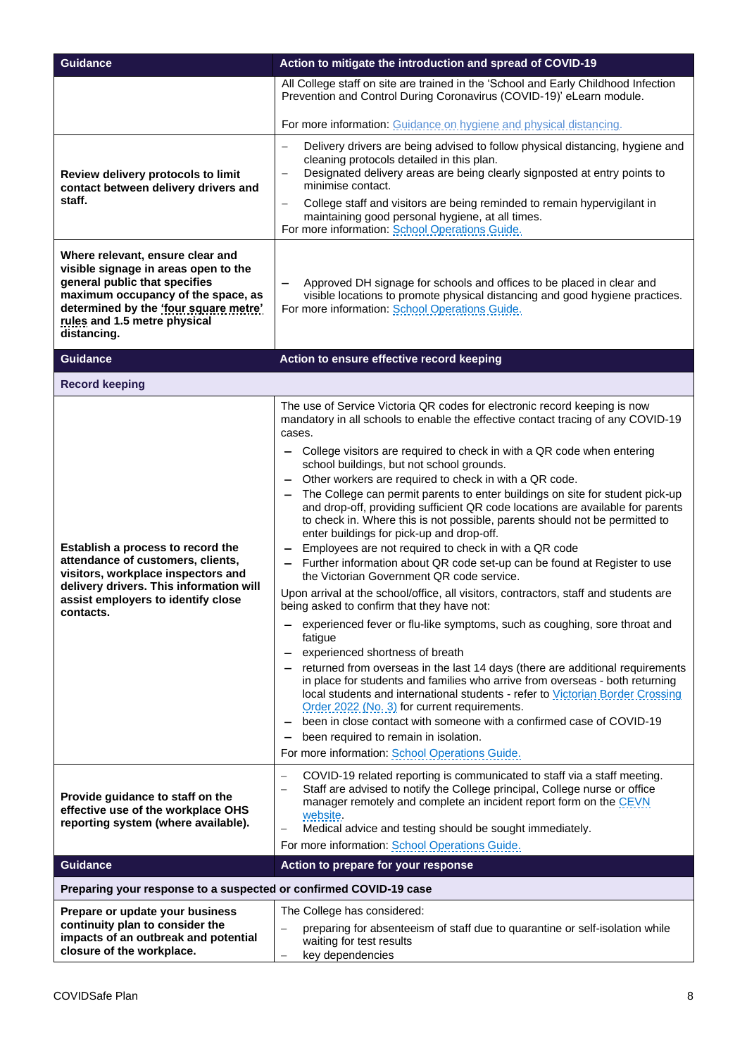| Guidance | Action to mitigate the introduction and spread of COVID-19 |
|---|---|
| | All College staff on site are trained in the 'School and Early Childhood Infection Prevention and Control During Coronavirus (COVID-19)' eLearn module.<br><br>For more information: Guidance on hygiene and physical distancing. |
| **Review delivery protocols to limit contact between delivery drivers and staff.** | – Delivery drivers are being advised to follow physical distancing, hygiene and cleaning protocols detailed in this plan.<br>– Designated delivery areas are being clearly signposted at entry points to minimise contact.<br>– College staff and visitors are being reminded to remain hypervigilant in maintaining good personal hygiene, at all times.<br>For more information: School Operations Guide. |
| **Where relevant, ensure clear and visible signage in areas open to the general public that specifies maximum occupancy of the space, as determined by the 'four square metre' rules and 1.5 metre physical distancing.** | – Approved DH signage for schools and offices to be placed in clear and visible locations to promote physical distancing and good hygiene practices.<br>For more information: School Operations Guide. |

| Guidance | Action to ensure effective record keeping |
|---|---|
| **Record keeping** | |
| **Establish a process to record the attendance of customers, clients, visitors, workplace inspectors and delivery drivers. This information will assist employers to identify close contacts.** | The use of Service Victoria QR codes for electronic record keeping is now mandatory in all schools to enable the effective contact tracing of any COVID-19 cases.<br>– College visitors are required to check in with a QR code when entering school buildings, but not school grounds.<br>– Other workers are required to check in with a QR code.<br>– The College can permit parents to enter buildings on site for student pick-up and drop-off, providing sufficient QR code locations are available for parents to check in. Where this is not possible, parents should not be permitted to enter buildings for pick-up and drop-off.<br>– Employees are not required to check in with a QR code<br>– Further information about QR code set-up can be found at Register to use the Victorian Government QR code service.<br>Upon arrival at the school/office, all visitors, contractors, staff and students are being asked to confirm that they have not:<br>– experienced fever or flu-like symptoms, such as coughing, sore throat and fatigue<br>– experienced shortness of breath<br>– returned from overseas in the last 14 days (there are additional requirements in place for students and families who arrive from overseas - both returning local students and international students - refer to Victorian Border Crossing Order 2022 (No. 3) for current requirements.<br>– been in close contact with someone with a confirmed case of COVID-19<br>– been required to remain in isolation.<br>For more information: School Operations Guide. |
| **Provide guidance to staff on the effective use of the workplace OHS reporting system (where available).** | – COVID-19 related reporting is communicated to staff via a staff meeting.<br>– Staff are advised to notify the College principal, College nurse or office manager remotely and complete an incident report form on the CEVN website.<br>– Medical advice and testing should be sought immediately.<br>For more information: School Operations Guide. |

| Guidance | Action to prepare for your response |
|---|---|
| **Preparing your response to a suspected or confirmed COVID-19 case** | |
| **Prepare or update your business continuity plan to consider the impacts of an outbreak and potential closure of the workplace.** | The College has considered:<br>– preparing for absenteeism of staff due to quarantine or self-isolation while waiting for test results<br>– key dependencies |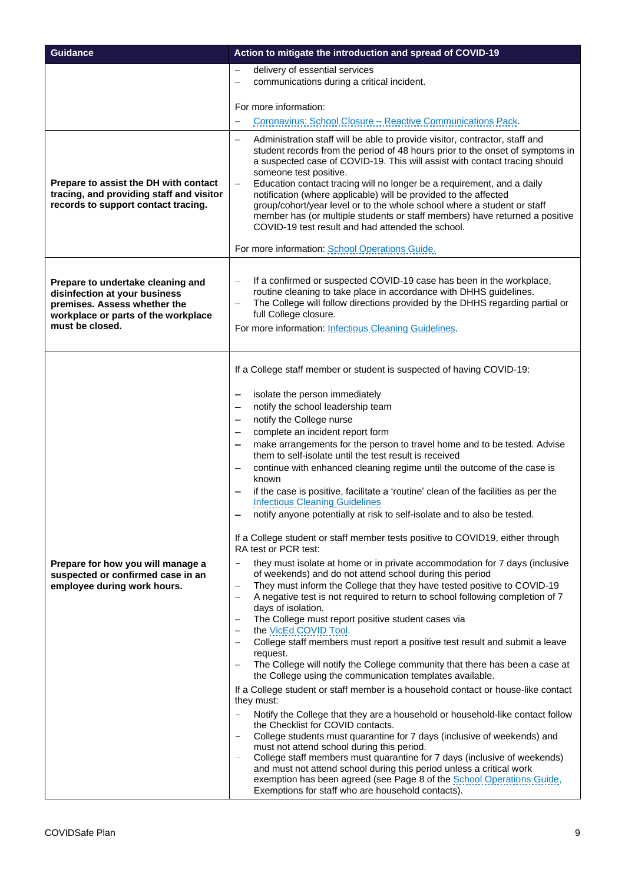| Guidance | Action to mitigate the introduction and spread of COVID-19 |
|---|---|
| | – delivery of essential services<br>– communications during a critical incident.<br><br>For more information:<br>– Coronavirus: School Closure – Reactive Communications Pack. |
| **Prepare to assist the DH with contact tracing, and providing staff and visitor records to support contact tracing.** | – Administration staff will be able to provide visitor, contractor, staff and student records from the period of 48 hours prior to the onset of symptoms in a suspected case of COVID-19. This will assist with contact tracing should someone test positive.<br>– Education contact tracing will no longer be a requirement, and a daily notification (where applicable) will be provided to the affected group/cohort/year level or to the whole school where a student or staff member has (or multiple students or staff members) have returned a positive COVID-19 test result and had attended the school.<br><br>For more information: School Operations Guide. |
| **Prepare to undertake cleaning and disinfection at your business premises. Assess whether the workplace or parts of the workplace must be closed.** | – If a confirmed or suspected COVID-19 case has been in the workplace, routine cleaning to take place in accordance with DHHS guidelines.<br>– The College will follow directions provided by the DHHS regarding partial or full College closure.<br>For more information: Infectious Cleaning Guidelines. |
| **Prepare for how you will manage a suspected or confirmed case in an employee during work hours.** | If a College staff member or student is suspected of having COVID-19:<br><br>– isolate the person immediately<br>– notify the school leadership team<br>– notify the College nurse<br>– complete an incident report form<br>– make arrangements for the person to travel home and to be tested. Advise them to self-isolate until the test result is received<br>– continue with enhanced cleaning regime until the outcome of the case is known<br>– if the case is positive, facilitate a 'routine' clean of the facilities as per the Infectious Cleaning Guidelines<br>– notify anyone potentially at risk to self-isolate and to also be tested.<br><br>If a College student or staff member tests positive to COVID19, either through RA test or PCR test:<br><br>– they must isolate at home or in private accommodation for 7 days (inclusive of weekends) and do not attend school during this period<br>– They must inform the College that they have tested positive to COVID-19<br>– A negative test is not required to return to school following completion of 7 days of isolation.<br>– The College must report positive student cases via<br>– the VicEd COVID Tool.<br>– College staff members must report a positive test result and submit a leave request.<br>– The College will notify the College community that there has been a case at the College using the communication templates available.<br><br>If a College student or staff member is a household contact or house-like contact they must:<br><br>– Notify the College that they are a household or household-like contact follow the Checklist for COVID contacts.<br>– College students must quarantine for 7 days (inclusive of weekends) and must not attend school during this period.<br>– College staff members must quarantine for 7 days (inclusive of weekends) and must not attend school during this period unless a critical work exemption has been agreed (see Page 8 of the School Operations Guide, Exemptions for staff who are household contacts). |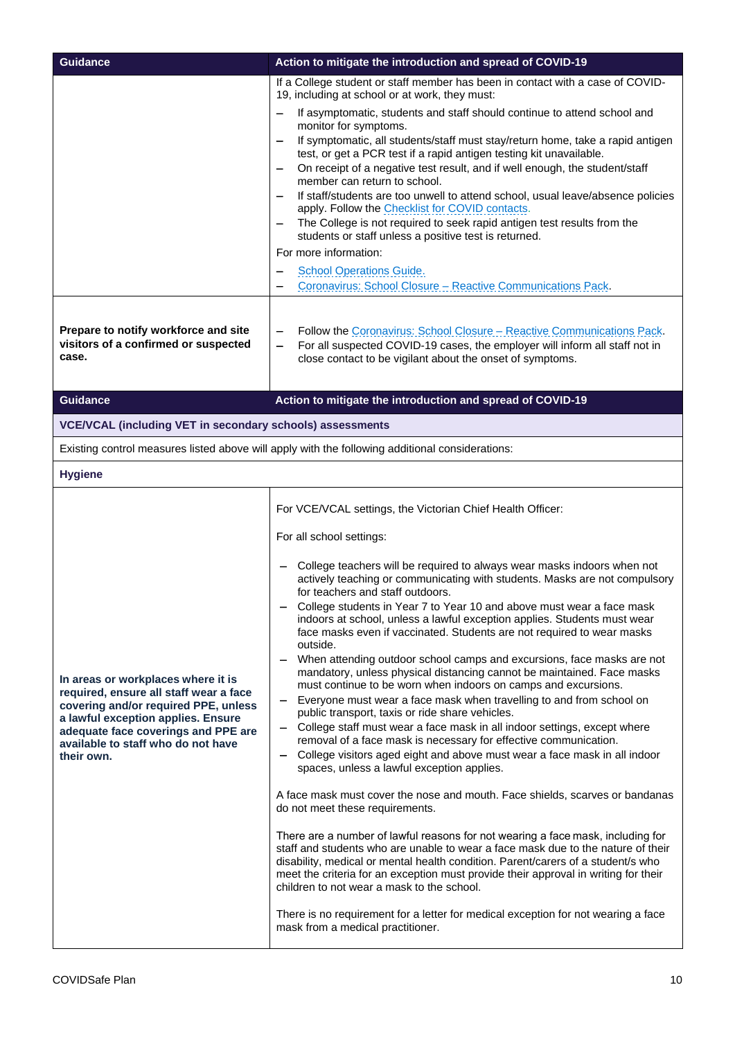| Guidance | Action to mitigate the introduction and spread of COVID-19 |
|---|---|
| | If a College student or staff member has been in contact with a case of COVID-19, including at school or at work, they must:<br>– If asymptomatic, students and staff should continue to attend school and monitor for symptoms.<br>– If symptomatic, all students/staff must stay/return home, take a rapid antigen test, or get a PCR test if a rapid antigen testing kit unavailable.<br>– On receipt of a negative test result, and if well enough, the student/staff member can return to school.<br>– If staff/students are too unwell to attend school, usual leave/absence policies apply. Follow the Checklist for COVID contacts.<br>– The College is not required to seek rapid antigen test results from the students or staff unless a positive test is returned.<br>For more information:<br>– School Operations Guide.<br>– Coronavirus: School Closure – Reactive Communications Pack. |
| **Prepare to notify workforce and site visitors of a confirmed or suspected case.** | – Follow the Coronavirus: School Closure – Reactive Communications Pack.<br>– For all suspected COVID-19 cases, the employer will inform all staff not in close contact to be vigilant about the onset of symptoms. |

| Guidance | Action to mitigate the introduction and spread of COVID-19 |
|---|---|
| **VCE/VCAL (including VET in secondary schools) assessments** | |
| Existing control measures listed above will apply with the following additional considerations: | |
| **Hygiene** | |
| **In areas or workplaces where it is required, ensure all staff wear a face covering and/or required PPE, unless a lawful exception applies. Ensure adequate face coverings and PPE are available to staff who do not have their own.** | For VCE/VCAL settings, the Victorian Chief Health Officer:<br><br>For all school settings:<br><br>– College teachers will be required to always wear masks indoors when not actively teaching or communicating with students. Masks are not compulsory for teachers and staff outdoors.<br>– College students in Year 7 to Year 10 and above must wear a face mask indoors at school, unless a lawful exception applies. Students must wear face masks even if vaccinated. Students are not required to wear masks outside.<br>– When attending outdoor school camps and excursions, face masks are not mandatory, unless physical distancing cannot be maintained. Face masks must continue to be worn when indoors on camps and excursions.<br>– Everyone must wear a face mask when travelling to and from school on public transport, taxis or ride share vehicles.<br>– College staff must wear a face mask in all indoor settings, except where removal of a face mask is necessary for effective communication.<br>– College visitors aged eight and above must wear a face mask in all indoor spaces, unless a lawful exception applies.<br><br>A face mask must cover the nose and mouth. Face shields, scarves or bandanas do not meet these requirements.<br><br>There are a number of lawful reasons for not wearing a face mask, including for staff and students who are unable to wear a face mask due to the nature of their disability, medical or mental health condition. Parent/carers of a student/s who meet the criteria for an exception must provide their approval in writing for their children to not wear a mask to the school.<br><br>There is no requirement for a letter for medical exception for not wearing a face mask from a medical practitioner. |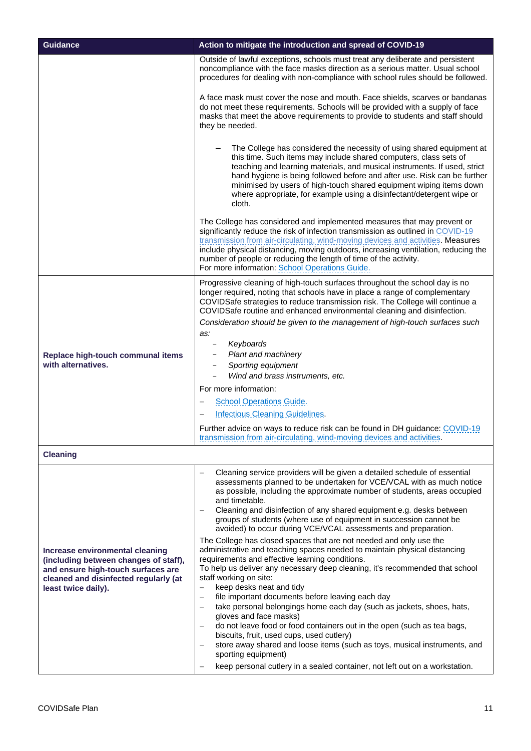| Guidance | Action to mitigate the introduction and spread of COVID-19 |
|---|---|
| | Outside of lawful exceptions, schools must treat any deliberate and persistent noncompliance with the face masks direction as a serious matter. Usual school procedures for dealing with non-compliance with school rules should be followed.<br><br>A face mask must cover the nose and mouth. Face shields, scarves or bandanas do not meet these requirements. Schools will be provided with a supply of face masks that meet the above requirements to provide to students and staff should they be needed.<br><br>– The College has considered the necessity of using shared equipment at this time. Such items may include shared computers, class sets of teaching and learning materials, and musical instruments. If used, strict hand hygiene is being followed before and after use. Risk can be further minimised by users of high-touch shared equipment wiping items down where appropriate, for example using a disinfectant/detergent wipe or cloth.<br><br>The College has considered and implemented measures that may prevent or significantly reduce the risk of infection transmission as outlined in COVID-19 transmission from air-circulating, wind-moving devices and activities. Measures include physical distancing, moving outdoors, increasing ventilation, reducing the number of people or reducing the length of time of the activity.<br>For more information: School Operations Guide. |
| **Replace high-touch communal items with alternatives.** | Progressive cleaning of high-touch surfaces throughout the school day is no longer required, noting that schools have in place a range of complementary COVIDSafe strategies to reduce transmission risk. The College will continue a COVIDSafe routine and enhanced environmental cleaning and disinfection.<br>*Consideration should be given to the management of high-touch surfaces such as:*<br>– *Keyboards*<br>– *Plant and machinery*<br>– *Sporting equipment*<br>– *Wind and brass instruments, etc.*<br>For more information:<br>– School Operations Guide.<br>– Infectious Cleaning Guidelines.<br>Further advice on ways to reduce risk can be found in DH guidance: COVID-19 transmission from air-circulating, wind-moving devices and activities. |
| **Cleaning** | |
| **Increase environmental cleaning (including between changes of staff), and ensure high-touch surfaces are cleaned and disinfected regularly (at least twice daily).** | – Cleaning service providers will be given a detailed schedule of essential assessments planned to be undertaken for VCE/VCAL with as much notice as possible, including the approximate number of students, areas occupied and timetable.<br>– Cleaning and disinfection of any shared equipment e.g. desks between groups of students (where use of equipment in succession cannot be avoided) to occur during VCE/VCAL assessments and preparation.<br>The College has closed spaces that are not needed and only use the administrative and teaching spaces needed to maintain physical distancing requirements and effective learning conditions.<br>To help us deliver any necessary deep cleaning, it's recommended that school staff working on site:<br>– keep desks neat and tidy<br>– file important documents before leaving each day<br>– take personal belongings home each day (such as jackets, shoes, hats, gloves and face masks)<br>– do not leave food or food containers out in the open (such as tea bags, biscuits, fruit, used cups, used cutlery)<br>– store away shared and loose items (such as toys, musical instruments, and sporting equipment)<br>– keep personal cutlery in a sealed container, not left out on a workstation. |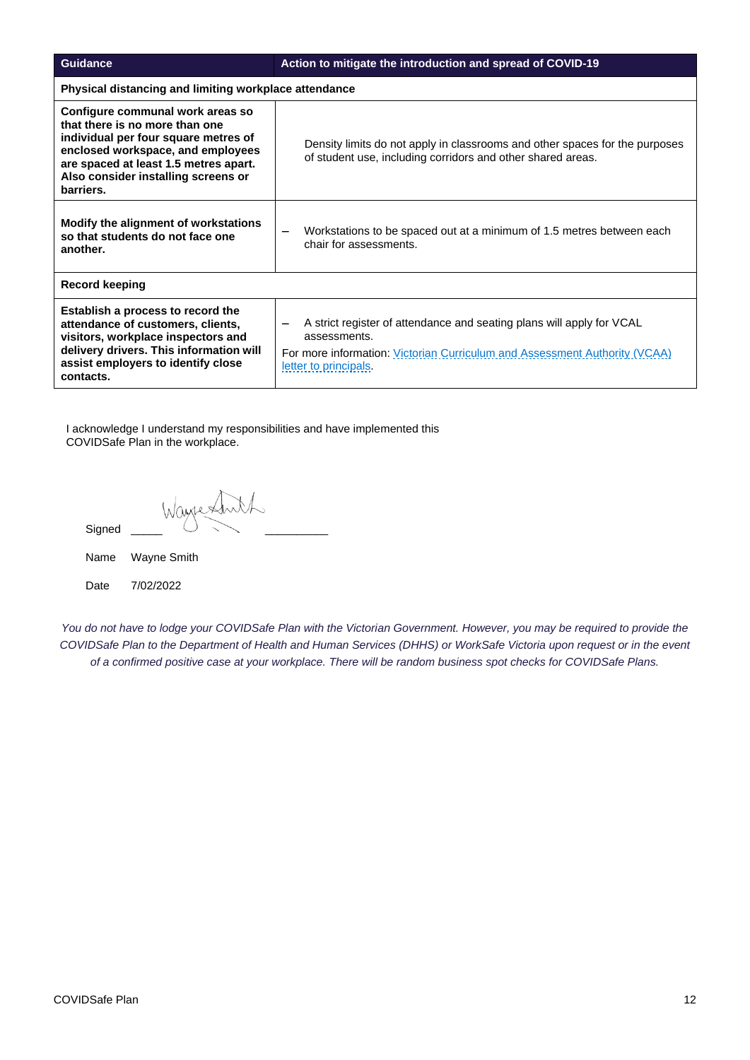| Guidance | Action to mitigate the introduction and spread of COVID-19 |
| --- | --- |
| **Physical distancing and limiting workplace attendance** | |
| **Configure communal work areas so that there is no more than one individual per four square metres of enclosed workspace, and employees are spaced at least 1.5 metres apart. Also consider installing screens or barriers.** | Density limits do not apply in classrooms and other spaces for the purposes of student use, including corridors and other shared areas. |
| **Modify the alignment of workstations so that students do not face one another.** | – Workstations to be spaced out at a minimum of 1.5 metres between each chair for assessments. |
| **Record keeping** | |
| **Establish a process to record the attendance of customers, clients, visitors, workplace inspectors and delivery drivers. This information will assist employers to identify close contacts.** | – A strict register of attendance and seating plans will apply for VCAL assessments.<br>For more information: [Victorian Curriculum and Assessment Authority (VCAA) letter to principals](). |

I acknowledge I understand my responsibilities and have implemented this COVIDSafe Plan in the workplace.

Signed _____ Wayne Smith _________

Name Wayne Smith

Date 7/02/2022

*You do not have to lodge your COVIDSafe Plan with the Victorian Government. However, you may be required to provide the COVIDSafe Plan to the Department of Health and Human Services (DHHS) or WorkSafe Victoria upon request or in the event of a confirmed positive case at your workplace. There will be random business spot checks for COVIDSafe Plans.*